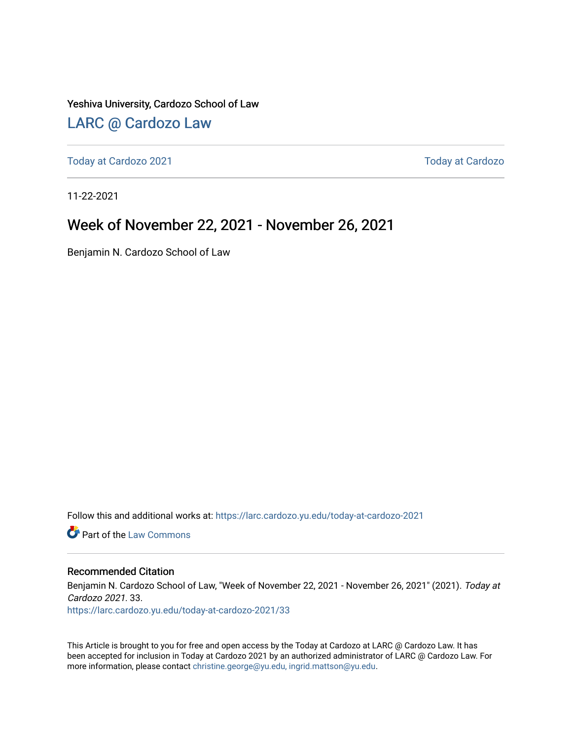Yeshiva University, Cardozo School of Law

# LARC @ Cardozo Law

Today at Cardozo 2021 | Today at Cardozo

11-22-2021

## Week of November 22, 2021 - November 26, 2021

Benjamin N. Cardozo School of Law

Follow this and additional works at: https://larc.cardozo.yu.edu/today-at-cardozo-2021

Part of the Law Commons

### Recommended Citation

Benjamin N. Cardozo School of Law, "Week of November 22, 2021 - November 26, 2021" (2021). *Today at Cardozo 2021*. 33.
https://larc.cardozo.yu.edu/today-at-cardozo-2021/33

This Article is brought to you for free and open access by the Today at Cardozo at LARC @ Cardozo Law. It has been accepted for inclusion in Today at Cardozo 2021 by an authorized administrator of LARC @ Cardozo Law. For more information, please contact christine.george@yu.edu, ingrid.mattson@yu.edu.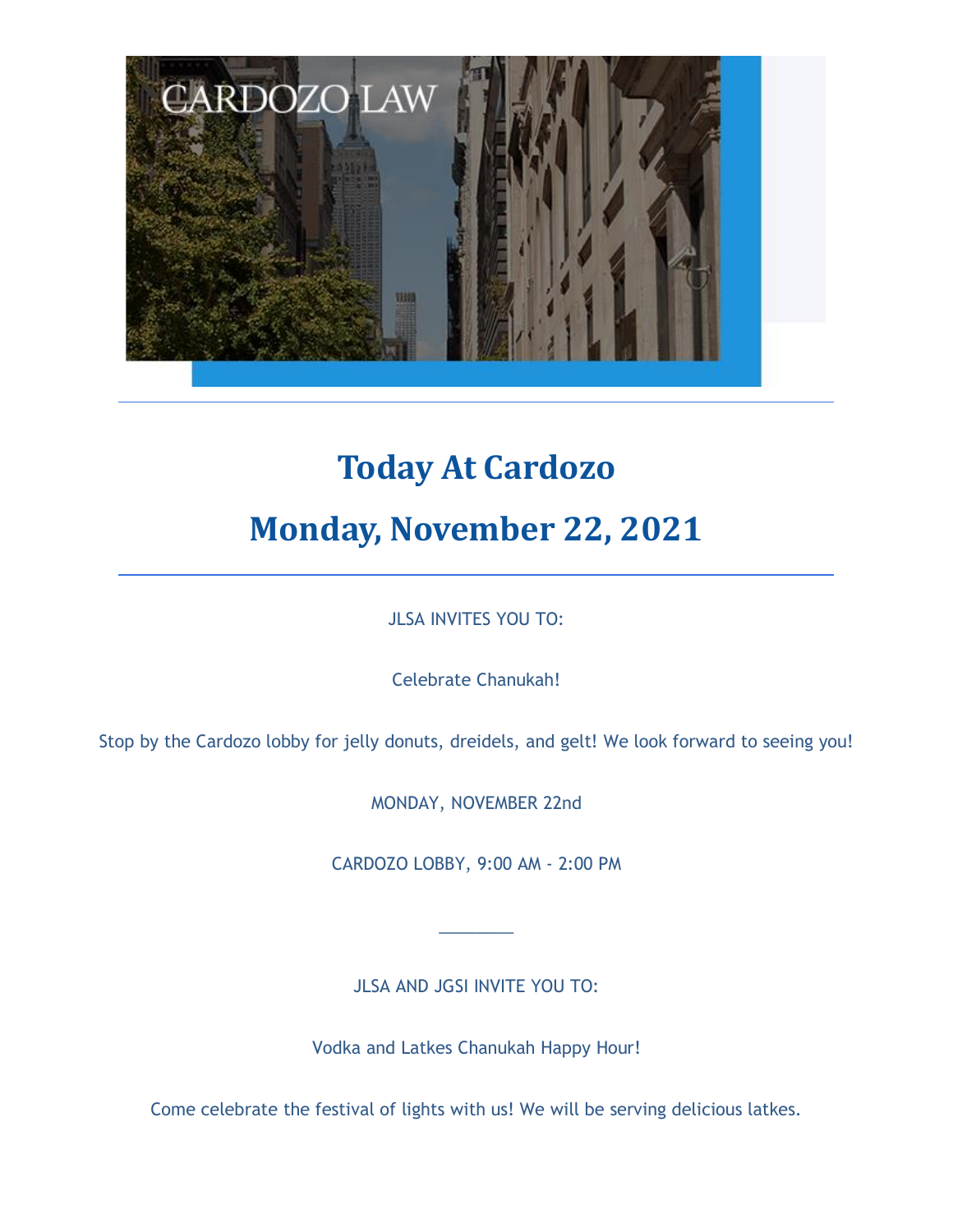# Today At Cardozo

# Monday, November 22, 2021

---

JLSA INVITES YOU TO:

Celebrate Chanukah!

Stop by the Cardozo lobby for jelly donuts, dreidels, and gelt! We look forward to seeing you!

MONDAY, NOVEMBER 22nd

CARDOZO LOBBY, 9:00 AM - 2:00 PM

________

JLSA AND JGSI INVITE YOU TO:

Vodka and Latkes Chanukah Happy Hour!

Come celebrate the festival of lights with us! We will be serving delicious latkes.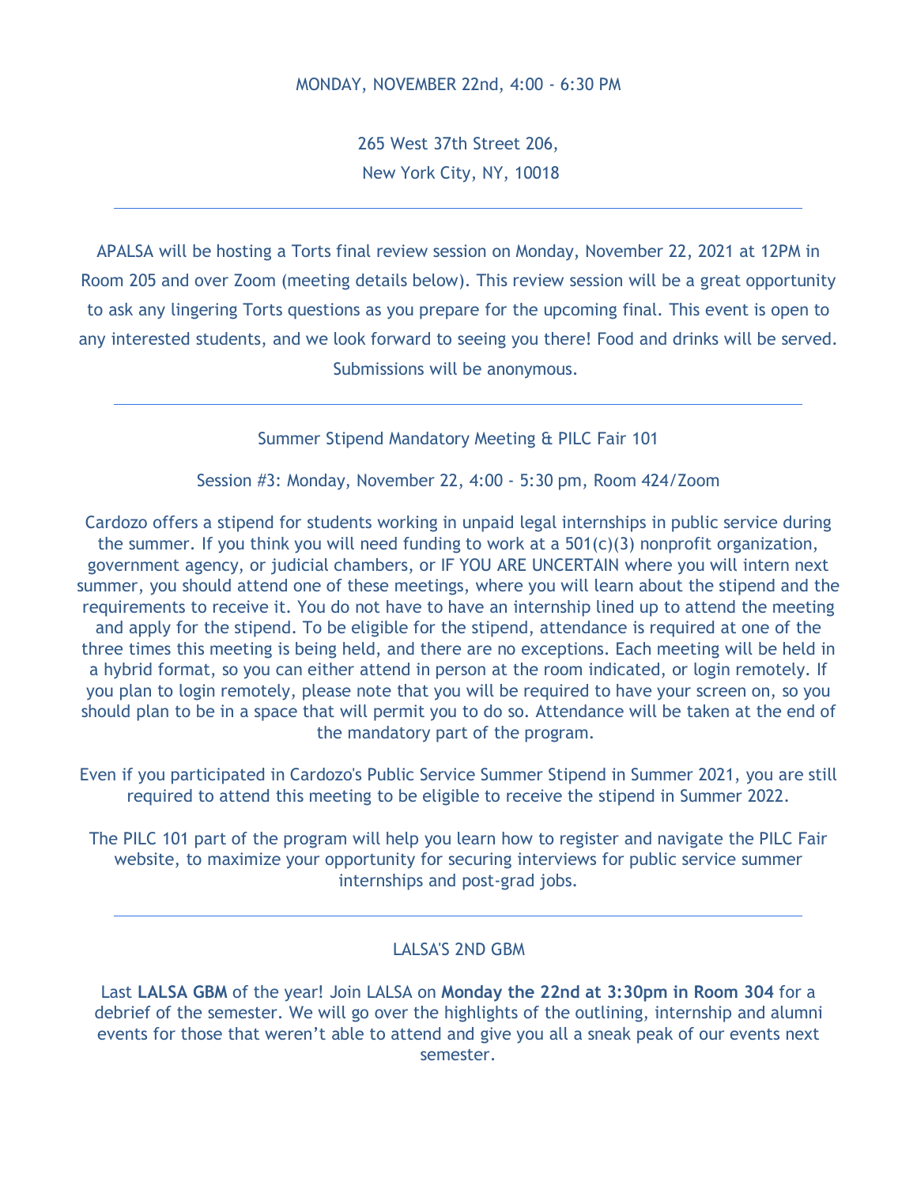MONDAY, NOVEMBER 22nd, 4:00 - 6:30 PM

265 West 37th Street 206,
New York City, NY, 10018

---

APALSA will be hosting a Torts final review session on Monday, November 22, 2021 at 12PM in Room 205 and over Zoom (meeting details below). This review session will be a great opportunity to ask any lingering Torts questions as you prepare for the upcoming final. This event is open to any interested students, and we look forward to seeing you there! Food and drinks will be served. Submissions will be anonymous.

---

Summer Stipend Mandatory Meeting & PILC Fair 101

Session #3: Monday, November 22, 4:00 - 5:30 pm, Room 424/Zoom

Cardozo offers a stipend for students working in unpaid legal internships in public service during the summer. If you think you will need funding to work at a 501(c)(3) nonprofit organization, government agency, or judicial chambers, or IF YOU ARE UNCERTAIN where you will intern next summer, you should attend one of these meetings, where you will learn about the stipend and the requirements to receive it. You do not have to have an internship lined up to attend the meeting and apply for the stipend. To be eligible for the stipend, attendance is required at one of the three times this meeting is being held, and there are no exceptions. Each meeting will be held in a hybrid format, so you can either attend in person at the room indicated, or login remotely. If you plan to login remotely, please note that you will be required to have your screen on, so you should plan to be in a space that will permit you to do so. Attendance will be taken at the end of the mandatory part of the program.

Even if you participated in Cardozo's Public Service Summer Stipend in Summer 2021, you are still required to attend this meeting to be eligible to receive the stipend in Summer 2022.

The PILC 101 part of the program will help you learn how to register and navigate the PILC Fair website, to maximize your opportunity for securing interviews for public service summer internships and post-grad jobs.

---

LALSA'S 2ND GBM

Last **LALSA GBM** of the year! Join LALSA on **Monday the 22nd at 3:30pm in Room 304** for a debrief of the semester. We will go over the highlights of the outlining, internship and alumni events for those that weren't able to attend and give you all a sneak peak of our events next semester.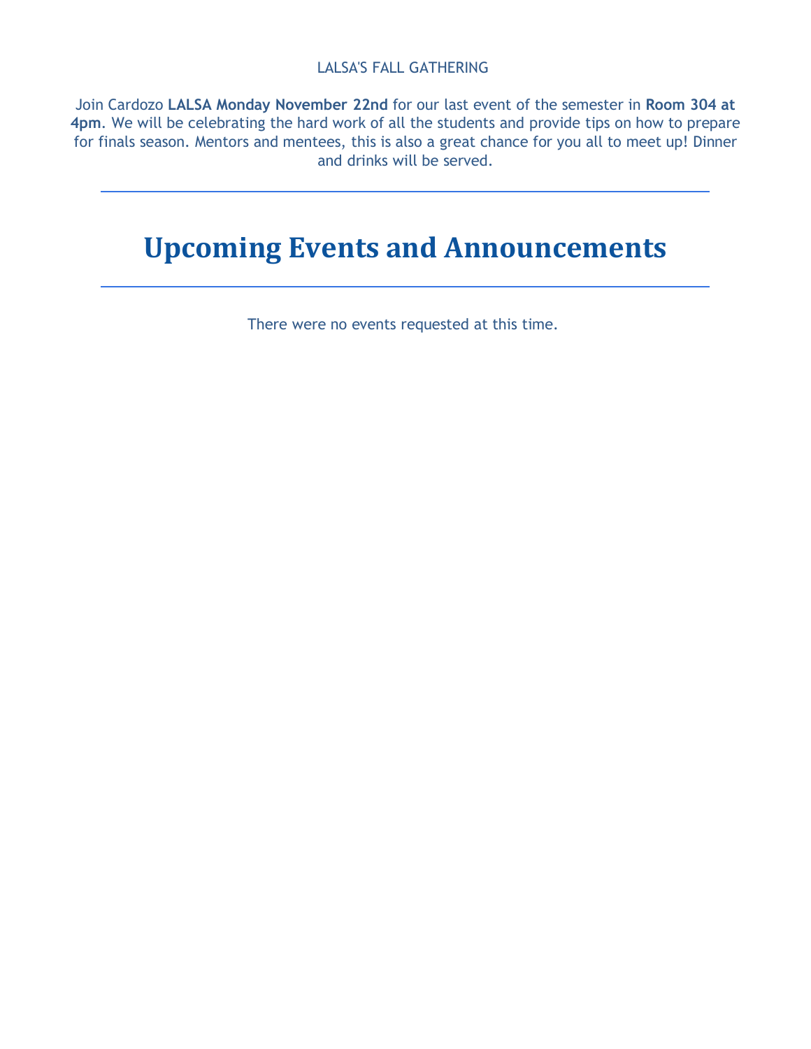LALSA'S FALL GATHERING

Join Cardozo **LALSA Monday November 22nd** for our last event of the semester in **Room 304 at 4pm**. We will be celebrating the hard work of all the students and provide tips on how to prepare for finals season. Mentors and mentees, this is also a great chance for you all to meet up! Dinner and drinks will be served.

---

# Upcoming Events and Announcements

---

There were no events requested at this time.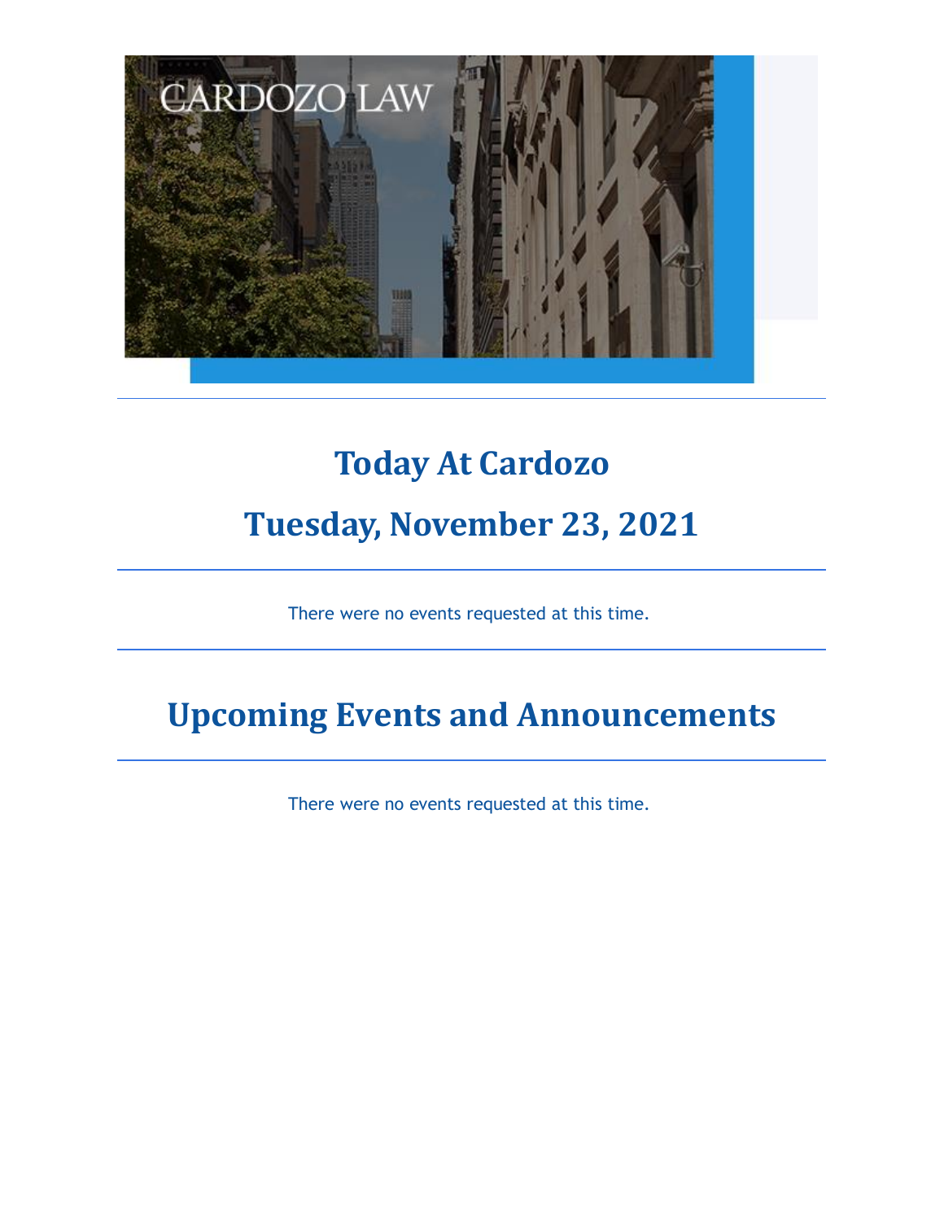# Today At Cardozo

## Tuesday, November 23, 2021

---

There were no events requested at this time.

---

## Upcoming Events and Announcements

---

There were no events requested at this time.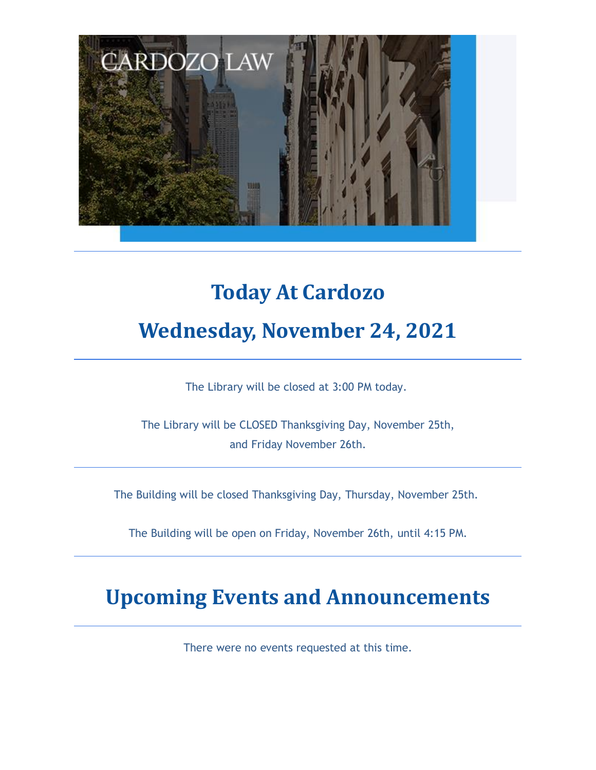# Today At Cardozo

# Wednesday, November 24, 2021

---

The Library will be closed at 3:00 PM today.

The Library will be CLOSED Thanksgiving Day, November 25th, and Friday November 26th.

---

The Building will be closed Thanksgiving Day, Thursday, November 25th.

The Building will be open on Friday, November 26th, until 4:15 PM.

---

# Upcoming Events and Announcements

---

There were no events requested at this time.